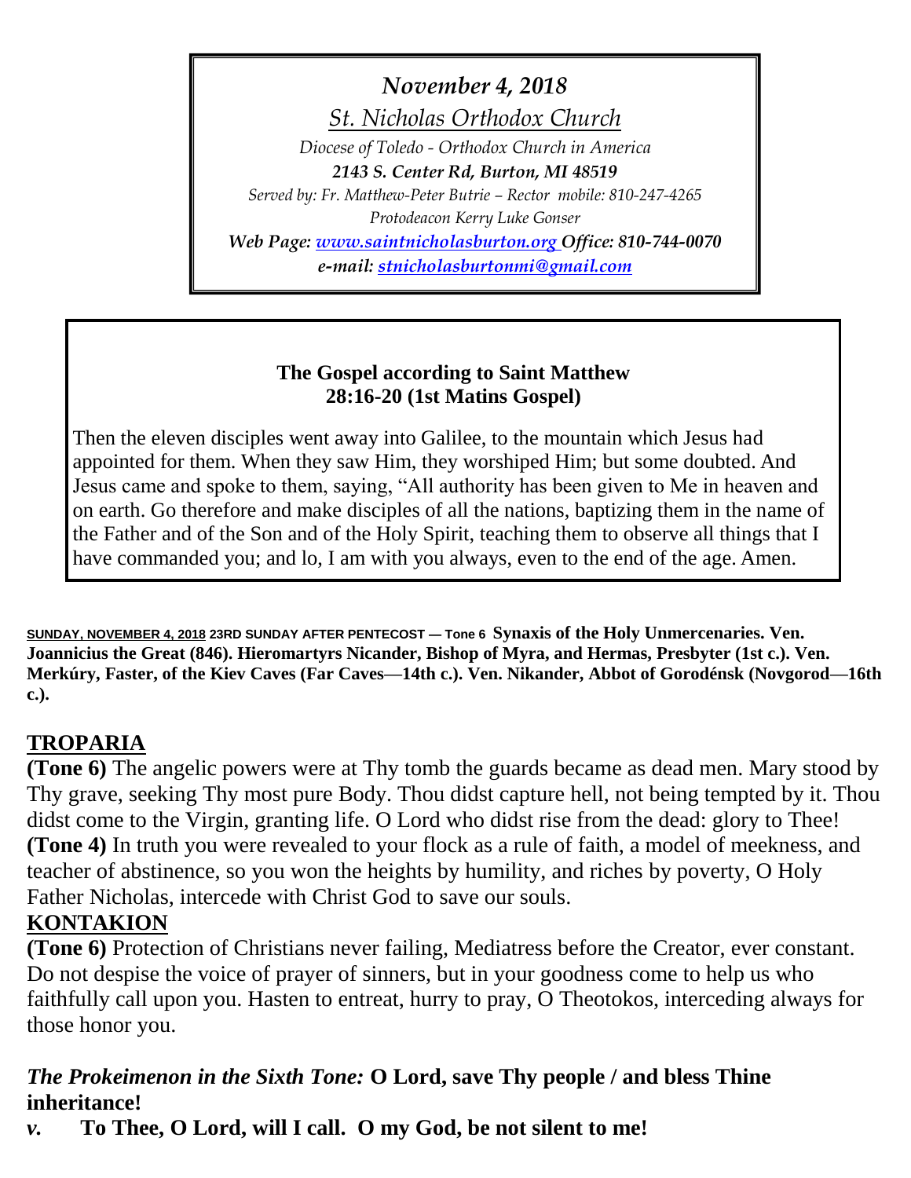*November 4, 2018*

*St. Nicholas Orthodox Church*

*Diocese of Toledo - Orthodox Church in America*

***2143 S. Center Rd, Burton, MI 48519***

*Served by: Fr. Matthew-Peter Butrie – Rector mobile: 810-247-4265*

*Protodeacon Kerry Luke Gonser*

***Web Page: [www.saintnicholasburton.org](http://www.saintnicholasburton.org) Office: 810-744-0070***

***e-mail: [stnicholasburtonmi@gmail.com](mailto:stnicholasburtonmi@gmail.com)***

**The Gospel according to Saint Matthew 28:16-20 (1st Matins Gospel)**

Then the eleven disciples went away into Galilee, to the mountain which Jesus had appointed for them. When they saw Him, they worshiped Him; but some doubted. And Jesus came and spoke to them, saying, "All authority has been given to Me in heaven and on earth. Go therefore and make disciples of all the nations, baptizing them in the name of the Father and of the Son and of the Holy Spirit, teaching them to observe all things that I have commanded you; and lo, I am with you always, even to the end of the age. Amen.

**SUNDAY, NOVEMBER 4, 2018 23RD SUNDAY AFTER PENTECOST — Tone 6 Synaxis of the Holy Unmercenaries. Ven. Joannicius the Great (846). Hieromartyrs Nicander, Bishop of Myra, and Hermas, Presbyter (1st c.). Ven. Merkúry, Faster, of the Kiev Caves (Far Caves—14th c.). Ven. Nikander, Abbot of Gorodénsk (Novgorod—16th c.).**

## TROPARIA

**(Tone 6)** The angelic powers were at Thy tomb the guards became as dead men. Mary stood by Thy grave, seeking Thy most pure Body. Thou didst capture hell, not being tempted by it. Thou didst come to the Virgin, granting life. O Lord who didst rise from the dead: glory to Thee!

**(Tone 4)** In truth you were revealed to your flock as a rule of faith, a model of meekness, and teacher of abstinence, so you won the heights by humility, and riches by poverty, O Holy Father Nicholas, intercede with Christ God to save our souls.

## KONTAKION

**(Tone 6)** Protection of Christians never failing, Mediatress before the Creator, ever constant. Do not despise the voice of prayer of sinners, but in your goodness come to help us who faithfully call upon you. Hasten to entreat, hurry to pray, O Theotokos, interceding always for those honor you.

***The Prokeimenon in the Sixth Tone:*** **O Lord, save Thy people / and bless Thine inheritance!**

***v.*** **To Thee, O Lord, will I call. O my God, be not silent to me!**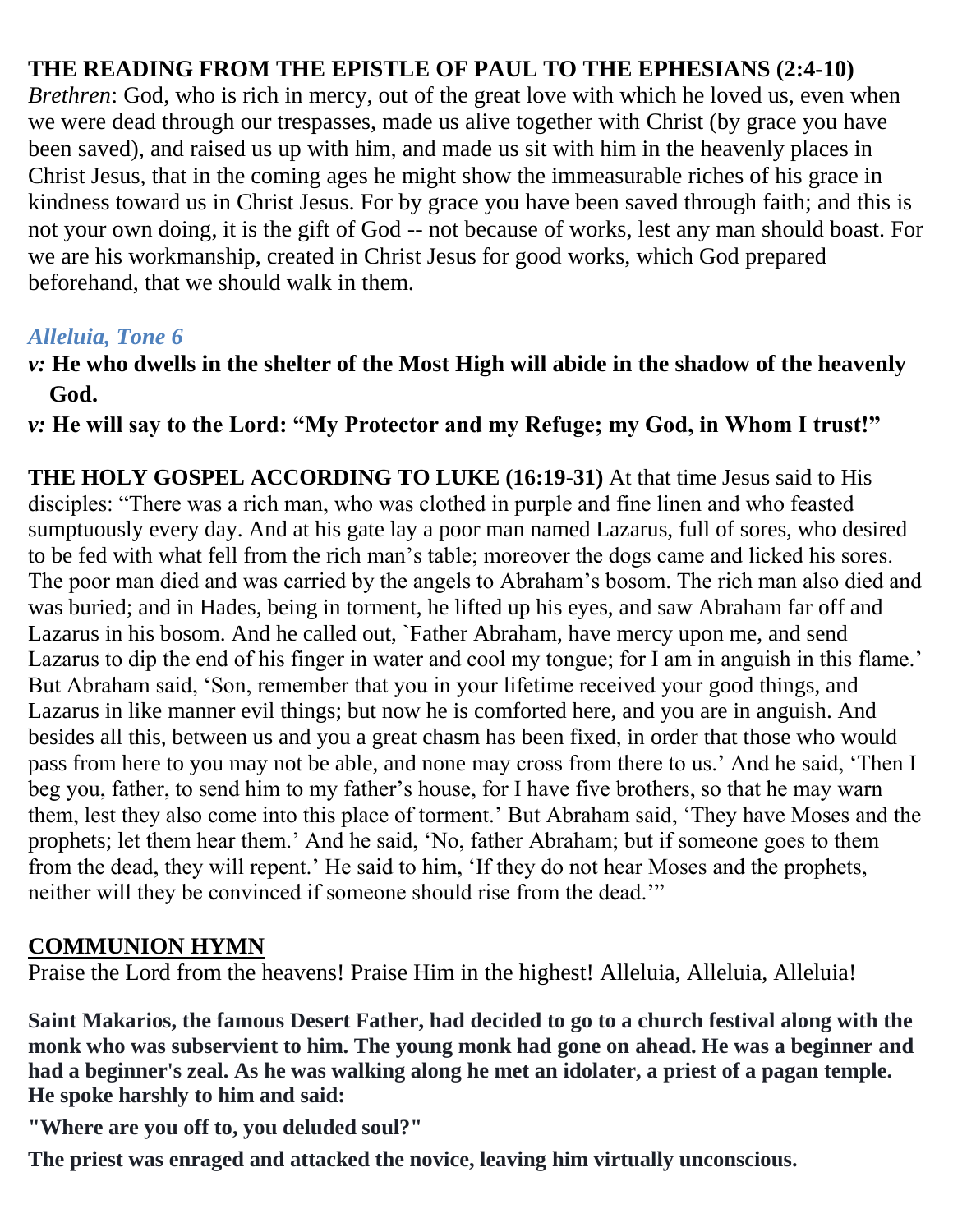**THE READING FROM THE EPISTLE OF PAUL TO THE EPHESIANS (2:4-10)**

*Brethren*: God, who is rich in mercy, out of the great love with which he loved us, even when we were dead through our trespasses, made us alive together with Christ (by grace you have been saved), and raised us up with him, and made us sit with him in the heavenly places in Christ Jesus, that in the coming ages he might show the immeasurable riches of his grace in kindness toward us in Christ Jesus. For by grace you have been saved through faith; and this is not your own doing, it is the gift of God -- not because of works, lest any man should boast. For we are his workmanship, created in Christ Jesus for good works, which God prepared beforehand, that we should walk in them.

*Alleluia, Tone 6*

*v:* **He who dwells in the shelter of the Most High will abide in the shadow of the heavenly God.**

*v:* **He will say to the Lord: "My Protector and my Refuge; my God, in Whom I trust!"**

**THE HOLY GOSPEL ACCORDING TO LUKE (16:19-31)** At that time Jesus said to His disciples: "There was a rich man, who was clothed in purple and fine linen and who feasted sumptuously every day. And at his gate lay a poor man named Lazarus, full of sores, who desired to be fed with what fell from the rich man's table; moreover the dogs came and licked his sores. The poor man died and was carried by the angels to Abraham's bosom. The rich man also died and was buried; and in Hades, being in torment, he lifted up his eyes, and saw Abraham far off and Lazarus in his bosom. And he called out, `Father Abraham, have mercy upon me, and send Lazarus to dip the end of his finger in water and cool my tongue; for I am in anguish in this flame.' But Abraham said, 'Son, remember that you in your lifetime received your good things, and Lazarus in like manner evil things; but now he is comforted here, and you are in anguish. And besides all this, between us and you a great chasm has been fixed, in order that those who would pass from here to you may not be able, and none may cross from there to us.' And he said, 'Then I beg you, father, to send him to my father's house, for I have five brothers, so that he may warn them, lest they also come into this place of torment.' But Abraham said, 'They have Moses and the prophets; let them hear them.' And he said, 'No, father Abraham; but if someone goes to them from the dead, they will repent.' He said to him, 'If they do not hear Moses and the prophets, neither will they be convinced if someone should rise from the dead.'"

**COMMUNION HYMN**

Praise the Lord from the heavens! Praise Him in the highest! Alleluia, Alleluia, Alleluia!

**Saint Makarios, the famous Desert Father, had decided to go to a church festival along with the monk who was subservient to him. The young monk had gone on ahead. He was a beginner and had a beginner's zeal. As he was walking along he met an idolater, a priest of a pagan temple. He spoke harshly to him and said:**

**"Where are you off to, you deluded soul?"**

**The priest was enraged and attacked the novice, leaving him virtually unconscious.**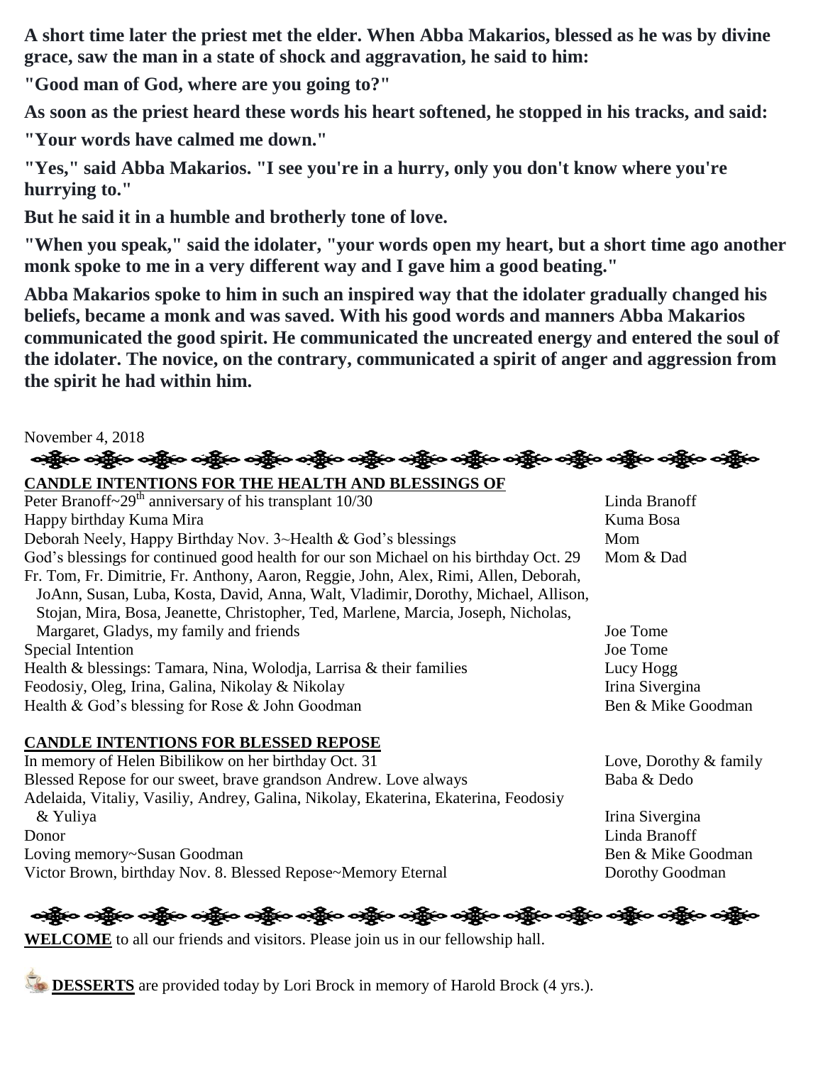**A short time later the priest met the elder. When Abba Makarios, blessed as he was by divine grace, saw the man in a state of shock and aggravation, he said to him:**

**"Good man of God, where are you going to?"**

**As soon as the priest heard these words his heart softened, he stopped in his tracks, and said:**

**"Your words have calmed me down."**

**"Yes," said Abba Makarios. "I see you're in a hurry, only you don't know where you're hurrying to."**

**But he said it in a humble and brotherly tone of love.**

**"When you speak," said the idolater, "your words open my heart, but a short time ago another monk spoke to me in a very different way and I gave him a good beating."**

**Abba Makarios spoke to him in such an inspired way that the idolater gradually changed his beliefs, became a monk and was saved. With his good words and manners Abba Makarios communicated the good spirit. He communicated the uncreated energy and entered the soul of the idolater. The novice, on the contrary, communicated a spirit of anger and aggression from the spirit he had within him.**

November 4, 2018

## CANDLE INTENTIONS FOR THE HEALTH AND BLESSINGS OF

| Intention | From |
|---|---|
| Peter Branoff~29th anniversary of his transplant 10/30 | Linda Branoff |
| Happy birthday Kuma Mira | Kuma Bosa |
| Deborah Neely, Happy Birthday Nov. 3~Health & God's blessings | Mom |
| God's blessings for continued good health for our son Michael on his birthday Oct. 29 | Mom & Dad |
| Fr. Tom, Fr. Dimitrie, Fr. Anthony, Aaron, Reggie, John, Alex, Rimi, Allen, Deborah, JoAnn, Susan, Luba, Kosta, David, Anna, Walt, Vladimir, Dorothy, Michael, Allison, Stojan, Mira, Bosa, Jeanette, Christopher, Ted, Marlene, Marcia, Joseph, Nicholas, Margaret, Gladys, my family and friends | Joe Tome |
| Special Intention | Joe Tome |
| Health & blessings: Tamara, Nina, Wolodja, Larrisa & their families | Lucy Hogg |
| Feodosiy, Oleg, Irina, Galina, Nikolay & Nikolay | Irina Sivergina |
| Health & God's blessing for Rose & John Goodman | Ben & Mike Goodman |

## CANDLE INTENTIONS FOR BLESSED REPOSE

| Intention | From |
|---|---|
| In memory of Helen Bibilikow on her birthday Oct. 31 | Love, Dorothy & family |
| Blessed Repose for our sweet, brave grandson Andrew. Love always | Baba & Dedo |
| Adelaida, Vitaliy, Vasiliy, Andrey, Galina, Nikolay, Ekaterina, Ekaterina, Feodosiy & Yuliya | Irina Sivergina |
| Donor | Linda Branoff |
| Loving memory~Susan Goodman | Ben & Mike Goodman |
| Victor Brown, birthday Nov. 8. Blessed Repose~Memory Eternal | Dorothy Goodman |

**WELCOME** to all our friends and visitors. Please join us in our fellowship hall.

**DESSERTS** are provided today by Lori Brock in memory of Harold Brock (4 yrs.).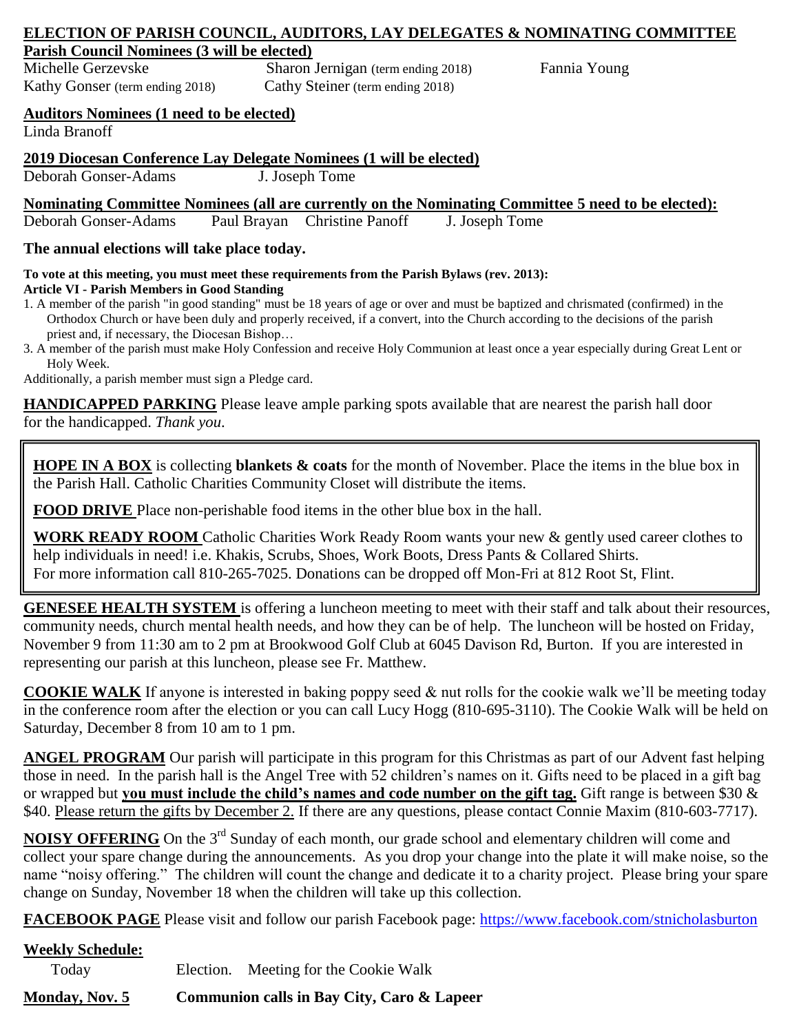## ELECTION OF PARISH COUNCIL, AUDITORS, LAY DELEGATES & NOMINATING COMMITTEE

**Parish Council Nominees (3 will be elected)**

Michelle Gerzevske  
Kathy Gonser (term ending 2018)  
Sharon Jernigan (term ending 2018)  
Cathy Steiner (term ending 2018)  
Fannia Young

**Auditors Nominees (1 need to be elected)**

Linda Branoff

**2019 Diocesan Conference Lay Delegate Nominees (1 will be elected)**

Deborah Gonser-Adams  
J. Joseph Tome

**Nominating Committee Nominees (all are currently on the Nominating Committee 5 need to be elected):**

Deborah Gonser-Adams  
Paul Brayan  
Christine Panoff  
J. Joseph Tome

**The annual elections will take place today.**

**To vote at this meeting, you must meet these requirements from the Parish Bylaws (rev. 2013):**
**Article VI - Parish Members in Good Standing**

1. A member of the parish "in good standing" must be 18 years of age or over and must be baptized and chrismated (confirmed) in the Orthodox Church or have been duly and properly received, if a convert, into the Church according to the decisions of the parish priest and, if necessary, the Diocesan Bishop…
3. A member of the parish must make Holy Confession and receive Holy Communion at least once a year especially during Great Lent or Holy Week.

Additionally, a parish member must sign a Pledge card.

**HANDICAPPED PARKING** Please leave ample parking spots available that are nearest the parish hall door for the handicapped. *Thank you.*

**HOPE IN A BOX** is collecting **blankets & coats** for the month of November. Place the items in the blue box in the Parish Hall. Catholic Charities Community Closet will distribute the items.

**FOOD DRIVE** Place non-perishable food items in the other blue box in the hall.

**WORK READY ROOM** Catholic Charities Work Ready Room wants your new & gently used career clothes to help individuals in need! i.e. Khakis, Scrubs, Shoes, Work Boots, Dress Pants & Collared Shirts. For more information call 810-265-7025. Donations can be dropped off Mon-Fri at 812 Root St, Flint.

**GENESEE HEALTH SYSTEM** is offering a luncheon meeting to meet with their staff and talk about their resources, community needs, church mental health needs, and how they can be of help. The luncheon will be hosted on Friday, November 9 from 11:30 am to 2 pm at Brookwood Golf Club at 6045 Davison Rd, Burton. If you are interested in representing our parish at this luncheon, please see Fr. Matthew.

**COOKIE WALK** If anyone is interested in baking poppy seed & nut rolls for the cookie walk we'll be meeting today in the conference room after the election or you can call Lucy Hogg (810-695-3110). The Cookie Walk will be held on Saturday, December 8 from 10 am to 1 pm.

**ANGEL PROGRAM** Our parish will participate in this program for this Christmas as part of our Advent fast helping those in need. In the parish hall is the Angel Tree with 52 children's names on it. Gifts need to be placed in a gift bag or wrapped but **you must include the child's names and code number on the gift tag.** Gift range is between $30 & $40. Please return the gifts by December 2. If there are any questions, please contact Connie Maxim (810-603-7717).

**NOISY OFFERING** On the 3rd Sunday of each month, our grade school and elementary children will come and collect your spare change during the announcements. As you drop your change into the plate it will make noise, so the name "noisy offering." The children will count the change and dedicate it to a charity project. Please bring your spare change on Sunday, November 18 when the children will take up this collection.

**FACEBOOK PAGE** Please visit and follow our parish Facebook page: https://www.facebook.com/stnicholasburton

**Weekly Schedule:**

| | |
|---|---|
| Today | Election. Meeting for the Cookie Walk |
| **Monday, Nov. 5** | **Communion calls in Bay City, Caro & Lapeer** |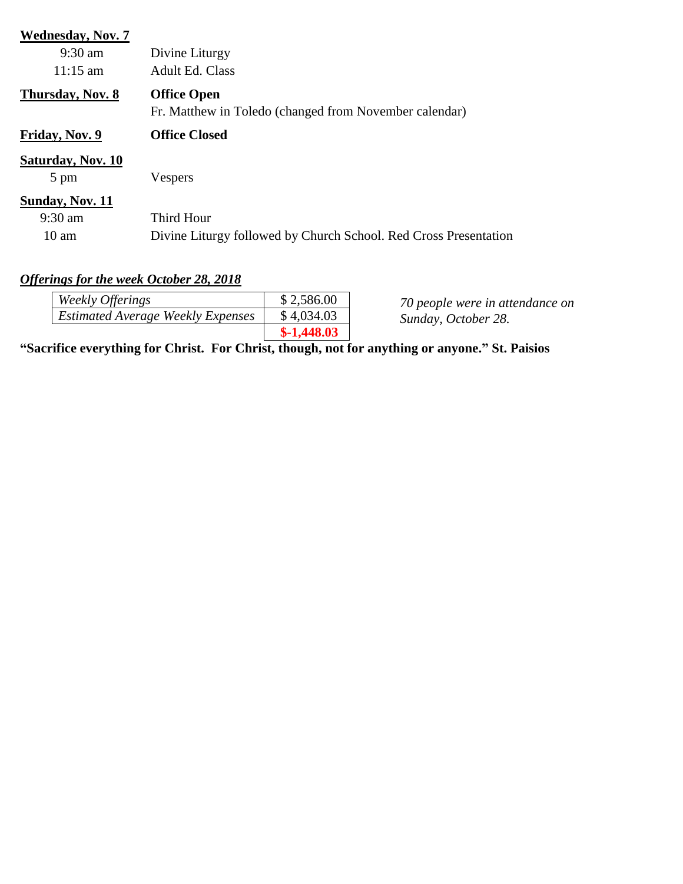**Wednesday, Nov. 7**

9:30 am Divine Liturgy

11:15 am Adult Ed. Class

**Thursday, Nov. 8** **Office Open**

Fr. Matthew in Toledo (changed from November calendar)

**Friday, Nov. 9** **Office Closed**

**Saturday, Nov. 10**

5 pm Vespers

**Sunday, Nov. 11**

9:30 am Third Hour

10 am Divine Liturgy followed by Church School. Red Cross Presentation

***Offerings for the week October 28, 2018***

| | |
|---|---|
| *Weekly Offerings* | $ 2,586.00 |
| *Estimated Average Weekly Expenses* | $ 4,034.03 |
| | **$-1,448.03** |

*70 people were in attendance on Sunday, October 28.*

**"Sacrifice everything for Christ. For Christ, though, not for anything or anyone." St. Paisios**